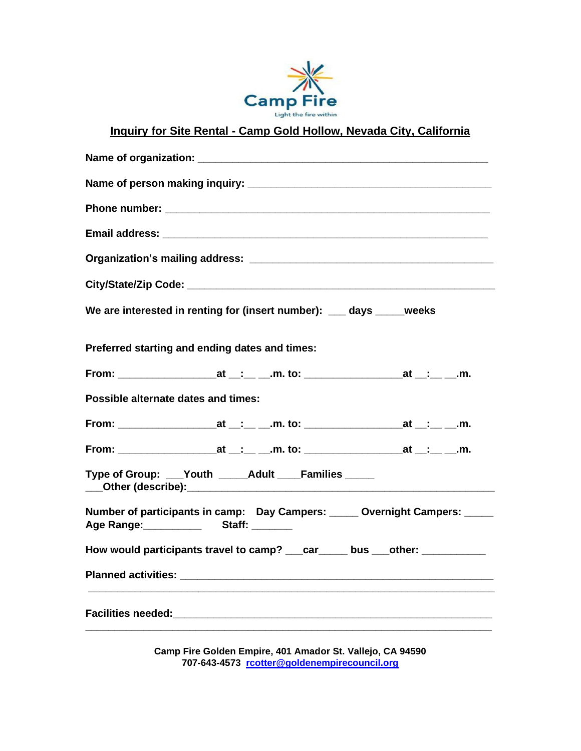Camp Fire

Light the fire within

## Inquiry for Site Rental - Camp Gold Hollow, Nevada City, California

**Name of organization:** ______________________________________________

**Name of person making inquiry:** ____________________________________

**Phone number:** _____________________________________________________

**Email address:** _____________________________________________________

**Organization's mailing address:** ____________________________________

**City/State/Zip Code:** _______________________________________________

**We are interested in renting for (insert number):** ___ **days** _____**weeks**

**Preferred starting and ending dates and times:**

**From:** ________________**at** __:__ __**.m. to:** ________________**at** __:__ __**.m.**

**Possible alternate dates and times:**

**From:** ________________**at** __:__ __**.m. to:** ________________**at** __:__ __**.m.**

**From:** ________________**at** __:__ __**.m. to:** ________________**at** __:__ __**.m.**

**Type of Group:** ___**Youth** _____**Adult** ____**Families** _____ ___**Other (describe):**______________________________________________

**Number of participants in camp: Day Campers:** _____ **Overnight Campers:** _____ **Age Range:**__________ **Staff:** _______

**How would participants travel to camp?** ___**car**_____ **bus** ___**other:** ___________

**Planned activities:** ________________________________________________

_____________________________________________________________________

**Facilities needed:**_________________________________________________

_____________________________________________________________________

**Camp Fire Golden Empire, 401 Amador St. Vallejo, CA 94590**
**707-643-4573** rcotter@goldenempirecouncil.org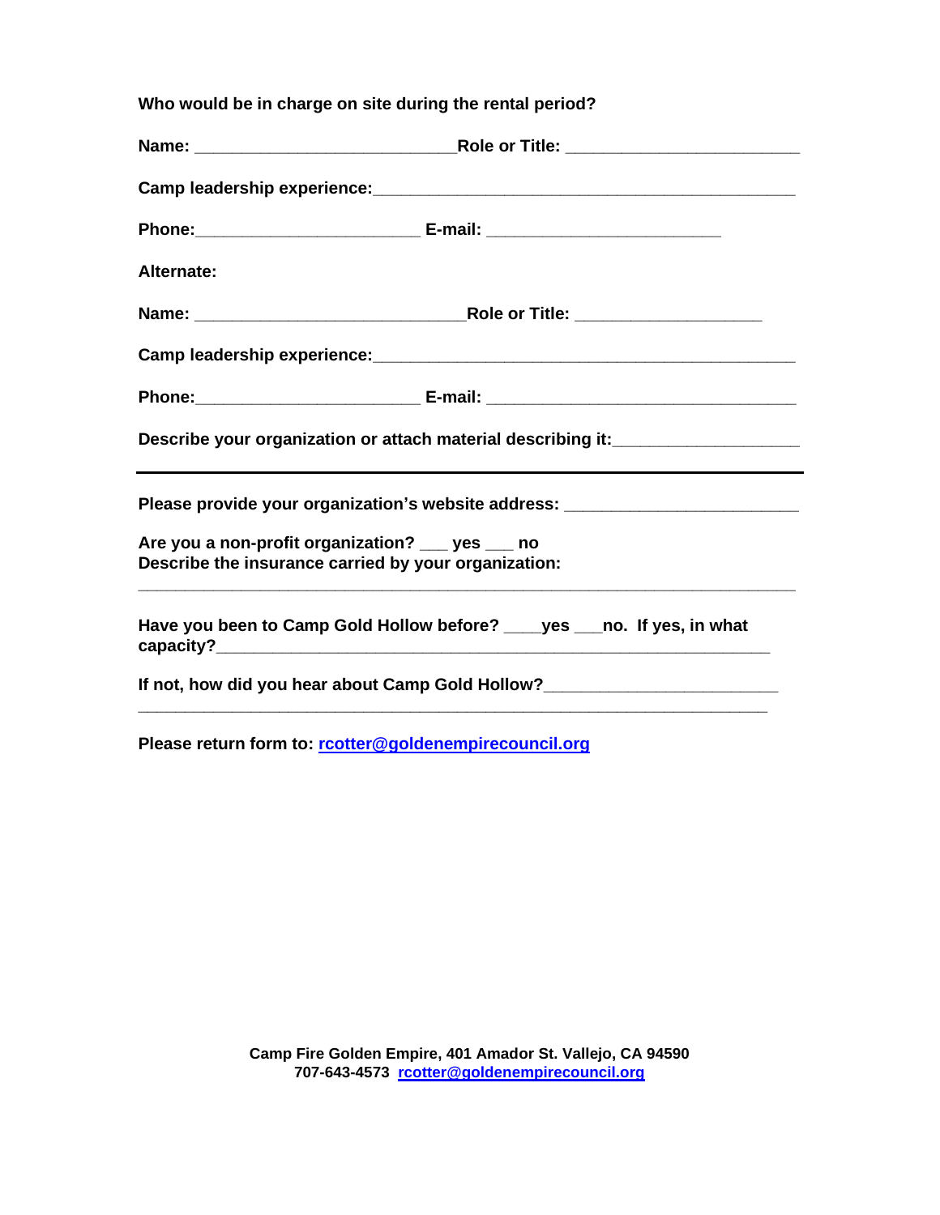**Who would be in charge on site during the rental period?**

**Name: ___________________________Role or Title: ________________________**

**Camp leadership experience:_____________________________________________**

**Phone:_______________________ E-mail: ________________________**

**Alternate:**

**Name: ____________________________Role or Title: ___________________**

**Camp leadership experience:_____________________________________________**

**Phone:_______________________ E-mail: _______________________________**

**Describe your organization or attach material describing it:___________________**

---

**Please provide your organization's website address: _______________________**

**Are you a non-profit organization? ___ yes ___ no**
**Describe the insurance carried by your organization:**

_____________________________________________________________________

**Have you been to Camp Gold Hollow before? ____yes ___no. If yes, in what capacity?_____________________________________________________________**

**If not, how did you hear about Camp Gold Hollow?_______________________**
_____________________________________________________________________

**Please return form to: [rcotter@goldenempirecouncil.org](mailto:rcotter@goldenempirecouncil.org)**

**Camp Fire Golden Empire, 401 Amador St. Vallejo, CA 94590**
**707-643-4573 [rcotter@goldenempirecouncil.org](mailto:rcotter@goldenempirecouncil.org)**